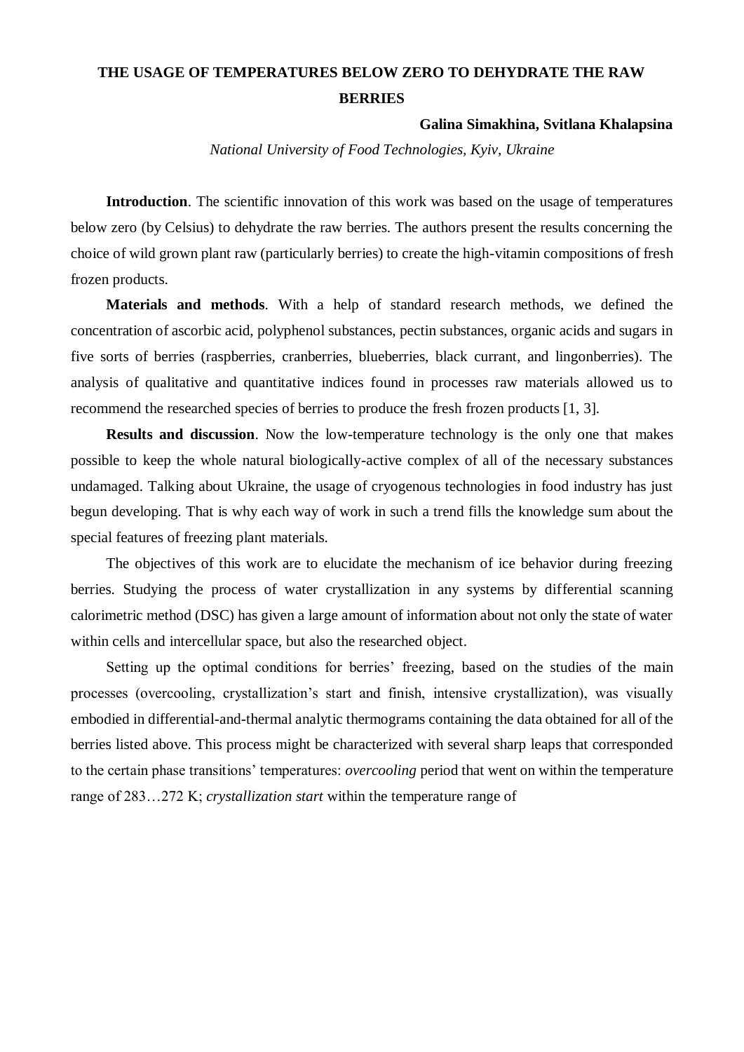# THE USAGE OF TEMPERATURES BELOW ZERO TO DEHYDRATE THE RAW BERRIES

**Galina Simakhina, Svitlana Khalapsina**

*National University of Food Technologies, Kyiv, Ukraine*

**Introduction**. The scientific innovation of this work was based on the usage of temperatures below zero (by Celsius) to dehydrate the raw berries. The authors present the results concerning the choice of wild grown plant raw (particularly berries) to create the high-vitamin compositions of fresh frozen products.

**Materials and methods**. With a help of standard research methods, we defined the concentration of ascorbic acid, polyphenol substances, pectin substances, organic acids and sugars in five sorts of berries (raspberries, cranberries, blueberries, black currant, and lingonberries). The analysis of qualitative and quantitative indices found in processes raw materials allowed us to recommend the researched species of berries to produce the fresh frozen products [1, 3].

**Results and discussion**. Now the low-temperature technology is the only one that makes possible to keep the whole natural biologically-active complex of all of the necessary substances undamaged. Talking about Ukraine, the usage of cryogenous technologies in food industry has just begun developing. That is why each way of work in such a trend fills the knowledge sum about the special features of freezing plant materials.

The objectives of this work are to elucidate the mechanism of ice behavior during freezing berries. Studying the process of water crystallization in any systems by differential scanning calorimetric method (DSC) has given a large amount of information about not only the state of water within cells and intercellular space, but also the researched object.

Setting up the optimal conditions for berries' freezing, based on the studies of the main processes (overcooling, crystallization's start and finish, intensive crystallization), was visually embodied in differential-and-thermal analytic thermograms containing the data obtained for all of the berries listed above. This process might be characterized with several sharp leaps that corresponded to the certain phase transitions' temperatures: *overcooling* period that went on within the temperature range of 283…272 K; *crystallization start* within the temperature range of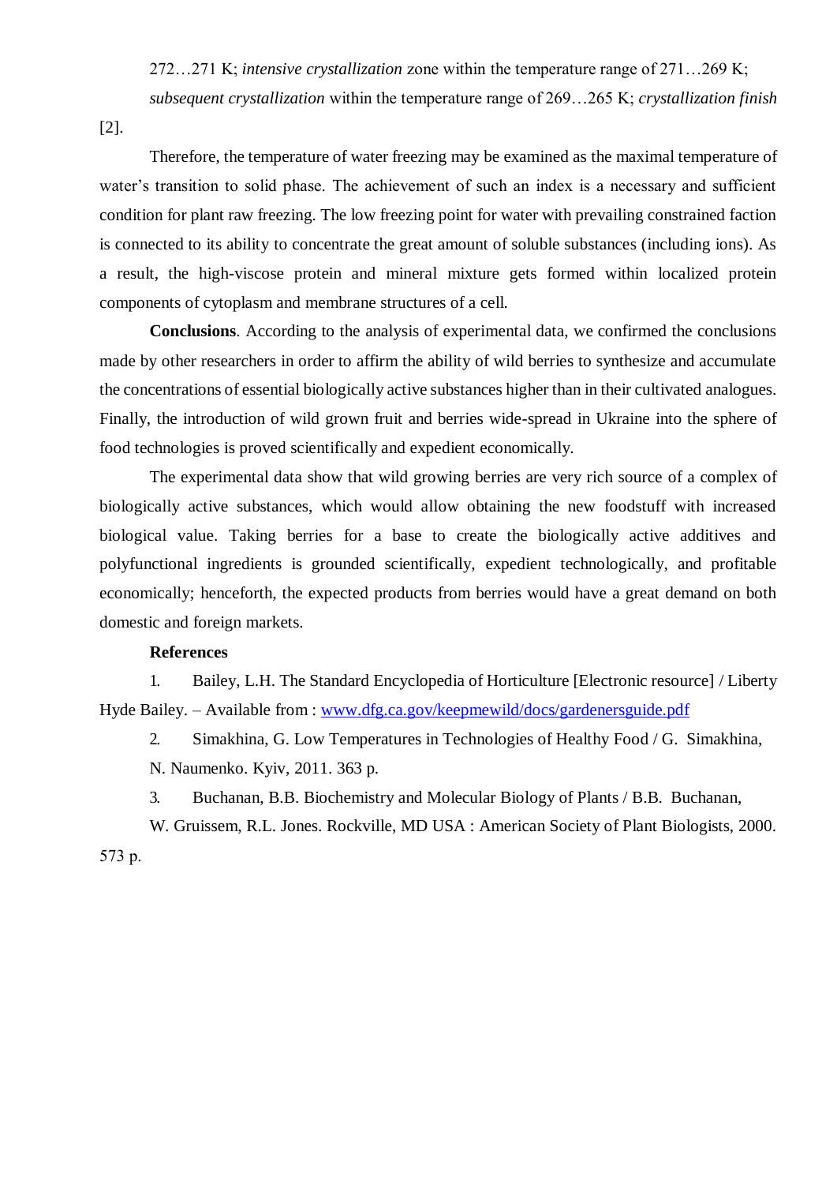272…271 K; *intensive crystallization* zone within the temperature range of 271…269 K; *subsequent crystallization* within the temperature range of 269…265 K; *crystallization finish* [2].

Therefore, the temperature of water freezing may be examined as the maximal temperature of water's transition to solid phase. The achievement of such an index is a necessary and sufficient condition for plant raw freezing. The low freezing point for water with prevailing constrained faction is connected to its ability to concentrate the great amount of soluble substances (including ions). As a result, the high-viscose protein and mineral mixture gets formed within localized protein components of cytoplasm and membrane structures of a cell.

**Conclusions**. According to the analysis of experimental data, we confirmed the conclusions made by other researchers in order to affirm the ability of wild berries to synthesize and accumulate the concentrations of essential biologically active substances higher than in their cultivated analogues. Finally, the introduction of wild grown fruit and berries wide-spread in Ukraine into the sphere of food technologies is proved scientifically and expedient economically.

The experimental data show that wild growing berries are very rich source of a complex of biologically active substances, which would allow obtaining the new foodstuff with increased biological value. Taking berries for a base to create the biologically active additives and polyfunctional ingredients is grounded scientifically, expedient technologically, and profitable economically; henceforth, the expected products from berries would have a great demand on both domestic and foreign markets.

**References**

1. Bailey, L.H. The Standard Encyclopedia of Horticulture [Electronic resource] / Liberty Hyde Bailey. – Available from : www.dfg.ca.gov/keepmewild/docs/gardenersguide.pdf
2. Simakhina, G. Low Temperatures in Technologies of Healthy Food / G. Simakhina, N. Naumenko. Kyiv, 2011. 363 p.
3. Buchanan, B.B. Biochemistry and Molecular Biology of Plants / B.B. Buchanan, W. Gruissem, R.L. Jones. Rockville, MD USA : American Society of Plant Biologists, 2000. 573 p.